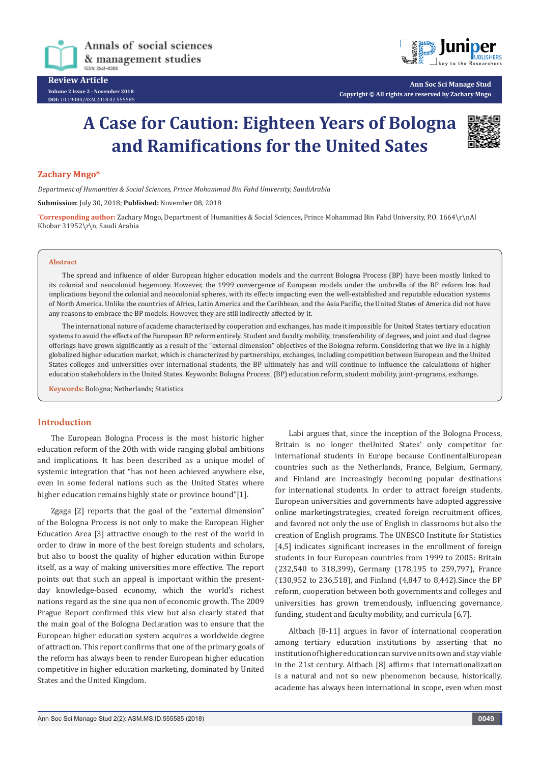Review Article

# A Case for Caution: Eighteen Years of Bologna and Ramifications for the United Sates

**Zachary Mngo***

*Department of Humanities & Social Sciences, Prince Mohammad Bin Fahd University, SaudiArabia*

**Submission**: July 30, 2018; **Published:** November 08, 2018

*Corresponding author: Zachary Mngo, Department of Humanities & Social Sciences, Prince Mohammad Bin Fahd University, P.O. 1664\r\nAl Khobar 31952\r\n, Saudi Arabia

## Abstract

The spread and influence of older European higher education models and the current Bologna Process (BP) have been mostly linked to its colonial and neocolonial hegemony. However, the 1999 convergence of European models under the umbrella of the BP reform has had implications beyond the colonial and neocolonial spheres, with its effects impacting even the well-established and reputable education systems of North America. Unlike the countries of Africa, Latin America and the Caribbean, and the Asia Pacific, the United States of America did not have any reasons to embrace the BP models. However, they are still indirectly affected by it.

The international nature of academe characterized by cooperation and exchanges, has made it impossible for United States tertiary education systems to avoid the effects of the European BP reform entirely. Student and faculty mobility, transferability of degrees, and joint and dual degree offerings have grown significantly as a result of the "external dimension" objectives of the Bologna reform. Considering that we live in a highly globalized higher education market, which is characterized by partnerships, exchanges, including competition between European and the United States colleges and universities over international students, the BP ultimately has and will continue to influence the calculations of higher education stakeholders in the United States. Keywords: Bologna Process, (BP) education reform, student mobility, joint-programs, exchange.

**Keywords:** Bologna; Netherlands; Statistics

## Introduction

The European Bologna Process is the most historic higher education reform of the 20th with wide ranging global ambitions and implications. It has been described as a unique model of systemic integration that "has not been achieved anywhere else, even in some federal nations such as the United States where higher education remains highly state or province bound"[1].

Zgaga [2] reports that the goal of the "external dimension" of the Bologna Process is not only to make the European Higher Education Area [3] attractive enough to the rest of the world in order to draw in more of the best foreign students and scholars, but also to boost the quality of higher education within Europe itself, as a way of making universities more effective. The report points out that such an appeal is important within the present-day knowledge-based economy, which the world's richest nations regard as the sine qua non of economic growth. The 2009 Prague Report confirmed this view but also clearly stated that the main goal of the Bologna Declaration was to ensure that the European higher education system acquires a worldwide degree of attraction. This report confirms that one of the primary goals of the reform has always been to render European higher education competitive in higher education marketing, dominated by United States and the United Kingdom.

Labi argues that, since the inception of the Bologna Process, Britain is no longer theUnited States' only competitor for international students in Europe because ContinentalEuropean countries such as the Netherlands, France, Belgium, Germany, and Finland are increasingly becoming popular destinations for international students. In order to attract foreign students, European universities and governments have adopted aggressive online marketingstrategies, created foreign recruitment offices, and favored not only the use of English in classrooms but also the creation of English programs. The UNESCO Institute for Statistics [4,5] indicates significant increases in the enrollment of foreign students in four European countries from 1999 to 2005: Britain (232,540 to 318,399), Germany (178,195 to 259,797), France (130,952 to 236,518), and Finland (4,847 to 8,442).Since the BP reform, cooperation between both governments and colleges and universities has grown tremendously, influencing governance, funding, student and faculty mobility, and curricula [6,7].

Altbach [8-11] argues in favor of international cooperation among tertiary education institutions by asserting that no institution of higher education can survive on its own and stay viable in the 21st century. Altbach [8] affirms that internationalization is a natural and not so new phenomenon because, historically, academe has always been international in scope, even when most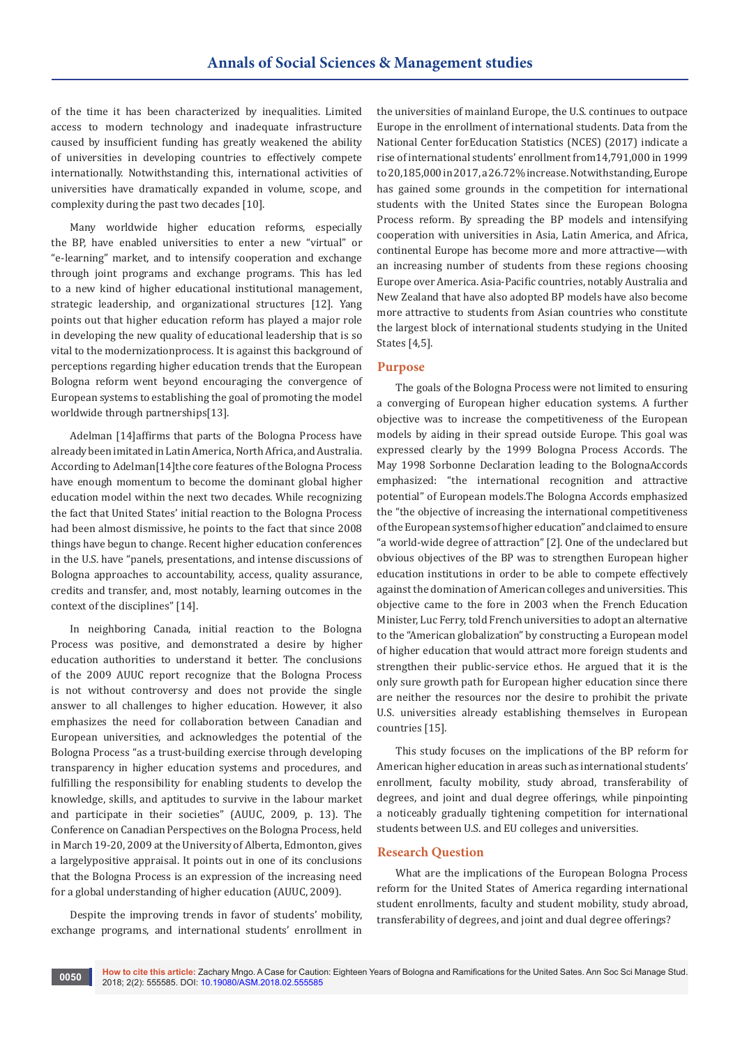of the time it has been characterized by inequalities. Limited access to modern technology and inadequate infrastructure caused by insufficient funding has greatly weakened the ability of universities in developing countries to effectively compete internationally. Notwithstanding this, international activities of universities have dramatically expanded in volume, scope, and complexity during the past two decades [10].

Many worldwide higher education reforms, especially the BP, have enabled universities to enter a new "virtual" or "e-learning" market, and to intensify cooperation and exchange through joint programs and exchange programs. This has led to a new kind of higher educational institutional management, strategic leadership, and organizational structures [12]. Yang points out that higher education reform has played a major role in developing the new quality of educational leadership that is so vital to the modernizationprocess. It is against this background of perceptions regarding higher education trends that the European Bologna reform went beyond encouraging the convergence of European systems to establishing the goal of promoting the model worldwide through partnerships[13].

Adelman [14]affirms that parts of the Bologna Process have already been imitated in Latin America, North Africa, and Australia. According to Adelman[14]the core features of the Bologna Process have enough momentum to become the dominant global higher education model within the next two decades. While recognizing the fact that United States' initial reaction to the Bologna Process had been almost dismissive, he points to the fact that since 2008 things have begun to change. Recent higher education conferences in the U.S. have "panels, presentations, and intense discussions of Bologna approaches to accountability, access, quality assurance, credits and transfer, and, most notably, learning outcomes in the context of the disciplines" [14].

In neighboring Canada, initial reaction to the Bologna Process was positive, and demonstrated a desire by higher education authorities to understand it better. The conclusions of the 2009 AUUC report recognize that the Bologna Process is not without controversy and does not provide the single answer to all challenges to higher education. However, it also emphasizes the need for collaboration between Canadian and European universities, and acknowledges the potential of the Bologna Process "as a trust-building exercise through developing transparency in higher education systems and procedures, and fulfilling the responsibility for enabling students to develop the knowledge, skills, and aptitudes to survive in the labour market and participate in their societies" (AUUC, 2009, p. 13). The Conference on Canadian Perspectives on the Bologna Process, held in March 19-20, 2009 at the University of Alberta, Edmonton, gives a largelypositive appraisal. It points out in one of its conclusions that the Bologna Process is an expression of the increasing need for a global understanding of higher education (AUUC, 2009).

Despite the improving trends in favor of students' mobility, exchange programs, and international students' enrollment in the universities of mainland Europe, the U.S. continues to outpace Europe in the enrollment of international students. Data from the National Center forEducation Statistics (NCES) (2017) indicate a rise of international students' enrollment from14,791,000 in 1999 to 20,185,000 in 2017, a 26.72% increase. Notwithstanding, Europe has gained some grounds in the competition for international students with the United States since the European Bologna Process reform. By spreading the BP models and intensifying cooperation with universities in Asia, Latin America, and Africa, continental Europe has become more and more attractive—with an increasing number of students from these regions choosing Europe over America. Asia-Pacific countries, notably Australia and New Zealand that have also adopted BP models have also become more attractive to students from Asian countries who constitute the largest block of international students studying in the United States [4,5].

## Purpose

The goals of the Bologna Process were not limited to ensuring a converging of European higher education systems. A further objective was to increase the competitiveness of the European models by aiding in their spread outside Europe. This goal was expressed clearly by the 1999 Bologna Process Accords. The May 1998 Sorbonne Declaration leading to the BolognaAccords emphasized: "the international recognition and attractive potential" of European models.The Bologna Accords emphasized the "the objective of increasing the international competitiveness of the European systems of higher education" and claimed to ensure "a world-wide degree of attraction" [2]. One of the undeclared but obvious objectives of the BP was to strengthen European higher education institutions in order to be able to compete effectively against the domination of American colleges and universities. This objective came to the fore in 2003 when the French Education Minister, Luc Ferry, told French universities to adopt an alternative to the "American globalization" by constructing a European model of higher education that would attract more foreign students and strengthen their public-service ethos. He argued that it is the only sure growth path for European higher education since there are neither the resources nor the desire to prohibit the private U.S. universities already establishing themselves in European countries [15].

This study focuses on the implications of the BP reform for American higher education in areas such as international students' enrollment, faculty mobility, study abroad, transferability of degrees, and joint and dual degree offerings, while pinpointing a noticeably gradually tightening competition for international students between U.S. and EU colleges and universities.

## Research Question

What are the implications of the European Bologna Process reform for the United States of America regarding international student enrollments, faculty and student mobility, study abroad, transferability of degrees, and joint and dual degree offerings?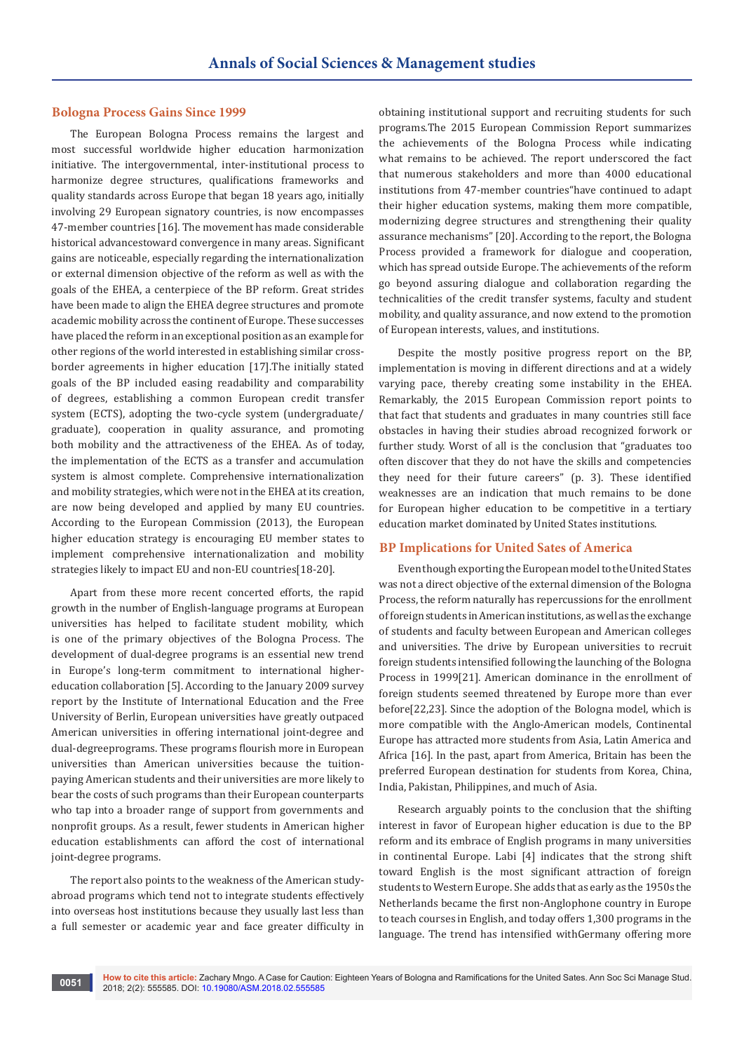## Bologna Process Gains Since 1999

The European Bologna Process remains the largest and most successful worldwide higher education harmonization initiative. The intergovernmental, inter-institutional process to harmonize degree structures, qualifications frameworks and quality standards across Europe that began 18 years ago, initially involving 29 European signatory countries, is now encompasses 47-member countries [16]. The movement has made considerable historical advancestoward convergence in many areas. Significant gains are noticeable, especially regarding the internationalization or external dimension objective of the reform as well as with the goals of the EHEA, a centerpiece of the BP reform. Great strides have been made to align the EHEA degree structures and promote academic mobility across the continent of Europe. These successes have placed the reform in an exceptional position as an example for other regions of the world interested in establishing similar cross-border agreements in higher education [17].The initially stated goals of the BP included easing readability and comparability of degrees, establishing a common European credit transfer system (ECTS), adopting the two-cycle system (undergraduate/graduate), cooperation in quality assurance, and promoting both mobility and the attractiveness of the EHEA. As of today, the implementation of the ECTS as a transfer and accumulation system is almost complete. Comprehensive internationalization and mobility strategies, which were not in the EHEA at its creation, are now being developed and applied by many EU countries. According to the European Commission (2013), the European higher education strategy is encouraging EU member states to implement comprehensive internationalization and mobility strategies likely to impact EU and non-EU countries[18-20].

Apart from these more recent concerted efforts, the rapid growth in the number of English-language programs at European universities has helped to facilitate student mobility, which is one of the primary objectives of the Bologna Process. The development of dual-degree programs is an essential new trend in Europe's long-term commitment to international higher-education collaboration [5]. According to the January 2009 survey report by the Institute of International Education and the Free University of Berlin, European universities have greatly outpaced American universities in offering international joint-degree and dual-degreeprograms. These programs flourish more in European universities than American universities because the tuition-paying American students and their universities are more likely to bear the costs of such programs than their European counterparts who tap into a broader range of support from governments and nonprofit groups. As a result, fewer students in American higher education establishments can afford the cost of international joint-degree programs.

The report also points to the weakness of the American study-abroad programs which tend not to integrate students effectively into overseas host institutions because they usually last less than a full semester or academic year and face greater difficulty in obtaining institutional support and recruiting students for such programs.The 2015 European Commission Report summarizes the achievements of the Bologna Process while indicating what remains to be achieved. The report underscored the fact that numerous stakeholders and more than 4000 educational institutions from 47-member countries"have continued to adapt their higher education systems, making them more compatible, modernizing degree structures and strengthening their quality assurance mechanisms" [20]. According to the report, the Bologna Process provided a framework for dialogue and cooperation, which has spread outside Europe. The achievements of the reform go beyond assuring dialogue and collaboration regarding the technicalities of the credit transfer systems, faculty and student mobility, and quality assurance, and now extend to the promotion of European interests, values, and institutions.

Despite the mostly positive progress report on the BP, implementation is moving in different directions and at a widely varying pace, thereby creating some instability in the EHEA. Remarkably, the 2015 European Commission report points to that fact that students and graduates in many countries still face obstacles in having their studies abroad recognized forwork or further study. Worst of all is the conclusion that "graduates too often discover that they do not have the skills and competencies they need for their future careers" (p. 3). These identified weaknesses are an indication that much remains to be done for European higher education to be competitive in a tertiary education market dominated by United States institutions.

## BP Implications for United Sates of America

Even though exporting the European model to the United States was not a direct objective of the external dimension of the Bologna Process, the reform naturally has repercussions for the enrollment of foreign students in American institutions, as well as the exchange of students and faculty between European and American colleges and universities. The drive by European universities to recruit foreign students intensified following the launching of the Bologna Process in 1999[21]. American dominance in the enrollment of foreign students seemed threatened by Europe more than ever before[22,23]. Since the adoption of the Bologna model, which is more compatible with the Anglo-American models, Continental Europe has attracted more students from Asia, Latin America and Africa [16]. In the past, apart from America, Britain has been the preferred European destination for students from Korea, China, India, Pakistan, Philippines, and much of Asia.

Research arguably points to the conclusion that the shifting interest in favor of European higher education is due to the BP reform and its embrace of English programs in many universities in continental Europe. Labi [4] indicates that the strong shift toward English is the most significant attraction of foreign students to Western Europe. She adds that as early as the 1950s the Netherlands became the first non-Anglophone country in Europe to teach courses in English, and today offers 1,300 programs in the language. The trend has intensified withGermany offering more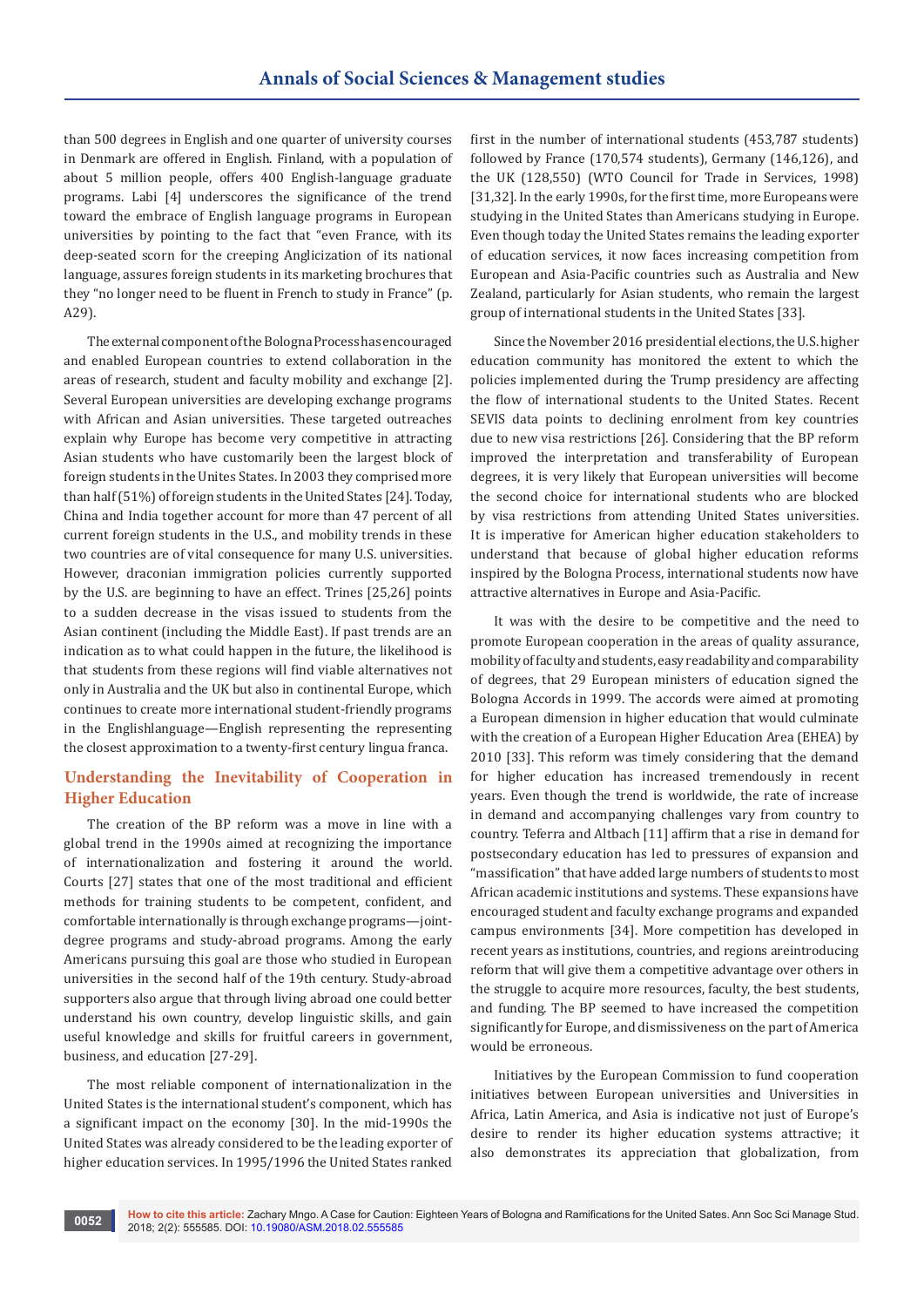than 500 degrees in English and one quarter of university courses in Denmark are offered in English. Finland, with a population of about 5 million people, offers 400 English-language graduate programs. Labi [4] underscores the significance of the trend toward the embrace of English language programs in European universities by pointing to the fact that "even France, with its deep-seated scorn for the creeping Anglicization of its national language, assures foreign students in its marketing brochures that they "no longer need to be fluent in French to study in France" (p. A29).

The external component of the Bologna Process has encouraged and enabled European countries to extend collaboration in the areas of research, student and faculty mobility and exchange [2]. Several European universities are developing exchange programs with African and Asian universities. These targeted outreaches explain why Europe has become very competitive in attracting Asian students who have customarily been the largest block of foreign students in the Unites States. In 2003 they comprised more than half (51%) of foreign students in the United States [24]. Today, China and India together account for more than 47 percent of all current foreign students in the U.S., and mobility trends in these two countries are of vital consequence for many U.S. universities. However, draconian immigration policies currently supported by the U.S. are beginning to have an effect. Trines [25,26] points to a sudden decrease in the visas issued to students from the Asian continent (including the Middle East). If past trends are an indication as to what could happen in the future, the likelihood is that students from these regions will find viable alternatives not only in Australia and the UK but also in continental Europe, which continues to create more international student-friendly programs in the Englishlanguage—English representing the representing the closest approximation to a twenty-first century lingua franca.

## Understanding the Inevitability of Cooperation in Higher Education

The creation of the BP reform was a move in line with a global trend in the 1990s aimed at recognizing the importance of internationalization and fostering it around the world. Courts [27] states that one of the most traditional and efficient methods for training students to be competent, confident, and comfortable internationally is through exchange programs—joint-degree programs and study-abroad programs. Among the early Americans pursuing this goal are those who studied in European universities in the second half of the 19th century. Study-abroad supporters also argue that through living abroad one could better understand his own country, develop linguistic skills, and gain useful knowledge and skills for fruitful careers in government, business, and education [27-29].

The most reliable component of internationalization in the United States is the international student's component, which has a significant impact on the economy [30]. In the mid-1990s the United States was already considered to be the leading exporter of higher education services. In 1995/1996 the United States ranked first in the number of international students (453,787 students) followed by France (170,574 students), Germany (146,126), and the UK (128,550) (WTO Council for Trade in Services, 1998) [31,32]. In the early 1990s, for the first time, more Europeans were studying in the United States than Americans studying in Europe. Even though today the United States remains the leading exporter of education services, it now faces increasing competition from European and Asia-Pacific countries such as Australia and New Zealand, particularly for Asian students, who remain the largest group of international students in the United States [33].

Since the November 2016 presidential elections, the U.S. higher education community has monitored the extent to which the policies implemented during the Trump presidency are affecting the flow of international students to the United States. Recent SEVIS data points to declining enrolment from key countries due to new visa restrictions [26]. Considering that the BP reform improved the interpretation and transferability of European degrees, it is very likely that European universities will become the second choice for international students who are blocked by visa restrictions from attending United States universities. It is imperative for American higher education stakeholders to understand that because of global higher education reforms inspired by the Bologna Process, international students now have attractive alternatives in Europe and Asia-Pacific.

It was with the desire to be competitive and the need to promote European cooperation in the areas of quality assurance, mobility of faculty and students, easy readability and comparability of degrees, that 29 European ministers of education signed the Bologna Accords in 1999. The accords were aimed at promoting a European dimension in higher education that would culminate with the creation of a European Higher Education Area (EHEA) by 2010 [33]. This reform was timely considering that the demand for higher education has increased tremendously in recent years. Even though the trend is worldwide, the rate of increase in demand and accompanying challenges vary from country to country. Teferra and Altbach [11] affirm that a rise in demand for postsecondary education has led to pressures of expansion and "massification" that have added large numbers of students to most African academic institutions and systems. These expansions have encouraged student and faculty exchange programs and expanded campus environments [34]. More competition has developed in recent years as institutions, countries, and regions areintroducing reform that will give them a competitive advantage over others in the struggle to acquire more resources, faculty, the best students, and funding. The BP seemed to have increased the competition significantly for Europe, and dismissiveness on the part of America would be erroneous.

Initiatives by the European Commission to fund cooperation initiatives between European universities and Universities in Africa, Latin America, and Asia is indicative not just of Europe's desire to render its higher education systems attractive; it also demonstrates its appreciation that globalization, from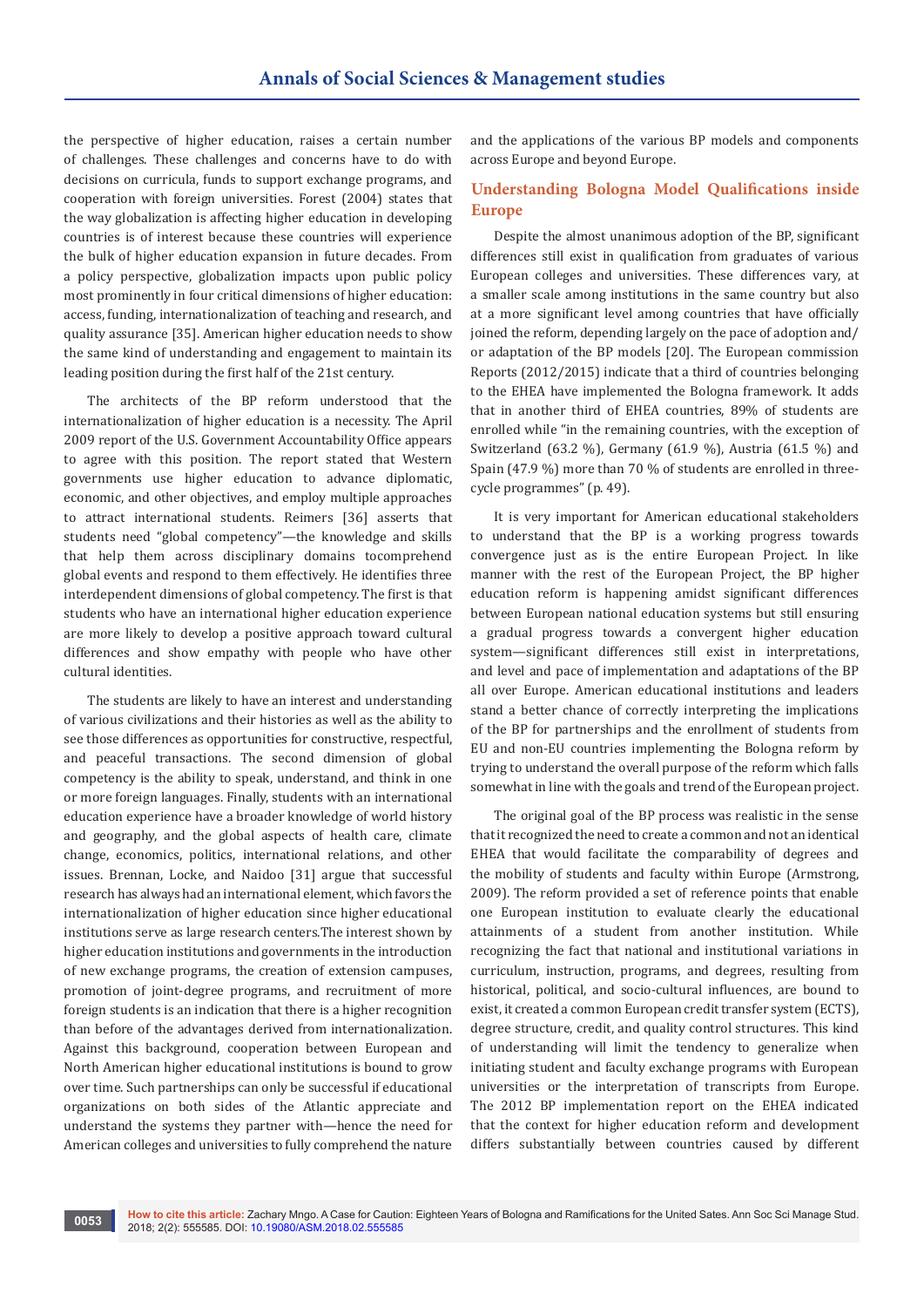the perspective of higher education, raises a certain number of challenges. These challenges and concerns have to do with decisions on curricula, funds to support exchange programs, and cooperation with foreign universities. Forest (2004) states that the way globalization is affecting higher education in developing countries is of interest because these countries will experience the bulk of higher education expansion in future decades. From a policy perspective, globalization impacts upon public policy most prominently in four critical dimensions of higher education: access, funding, internationalization of teaching and research, and quality assurance [35]. American higher education needs to show the same kind of understanding and engagement to maintain its leading position during the first half of the 21st century.

The architects of the BP reform understood that the internationalization of higher education is a necessity. The April 2009 report of the U.S. Government Accountability Office appears to agree with this position. The report stated that Western governments use higher education to advance diplomatic, economic, and other objectives, and employ multiple approaches to attract international students. Reimers [36] asserts that students need "global competency"—the knowledge and skills that help them across disciplinary domains tocomprehend global events and respond to them effectively. He identifies three interdependent dimensions of global competency. The first is that students who have an international higher education experience are more likely to develop a positive approach toward cultural differences and show empathy with people who have other cultural identities.

The students are likely to have an interest and understanding of various civilizations and their histories as well as the ability to see those differences as opportunities for constructive, respectful, and peaceful transactions. The second dimension of global competency is the ability to speak, understand, and think in one or more foreign languages. Finally, students with an international education experience have a broader knowledge of world history and geography, and the global aspects of health care, climate change, economics, politics, international relations, and other issues. Brennan, Locke, and Naidoo [31] argue that successful research has always had an international element, which favors the internationalization of higher education since higher educational institutions serve as large research centers.The interest shown by higher education institutions and governments in the introduction of new exchange programs, the creation of extension campuses, promotion of joint-degree programs, and recruitment of more foreign students is an indication that there is a higher recognition than before of the advantages derived from internationalization. Against this background, cooperation between European and North American higher educational institutions is bound to grow over time. Such partnerships can only be successful if educational organizations on both sides of the Atlantic appreciate and understand the systems they partner with—hence the need for American colleges and universities to fully comprehend the nature and the applications of the various BP models and components across Europe and beyond Europe.

## Understanding Bologna Model Qualifications inside Europe

Despite the almost unanimous adoption of the BP, significant differences still exist in qualification from graduates of various European colleges and universities. These differences vary, at a smaller scale among institutions in the same country but also at a more significant level among countries that have officially joined the reform, depending largely on the pace of adoption and/or adaptation of the BP models [20]. The European commission Reports (2012/2015) indicate that a third of countries belonging to the EHEA have implemented the Bologna framework. It adds that in another third of EHEA countries, 89% of students are enrolled while "in the remaining countries, with the exception of Switzerland (63.2 %), Germany (61.9 %), Austria (61.5 %) and Spain (47.9 %) more than 70 % of students are enrolled in three-cycle programmes" (p. 49).

It is very important for American educational stakeholders to understand that the BP is a working progress towards convergence just as is the entire European Project. In like manner with the rest of the European Project, the BP higher education reform is happening amidst significant differences between European national education systems but still ensuring a gradual progress towards a convergent higher education system—significant differences still exist in interpretations, and level and pace of implementation and adaptations of the BP all over Europe. American educational institutions and leaders stand a better chance of correctly interpreting the implications of the BP for partnerships and the enrollment of students from EU and non-EU countries implementing the Bologna reform by trying to understand the overall purpose of the reform which falls somewhat in line with the goals and trend of the European project.

The original goal of the BP process was realistic in the sense that it recognized the need to create a common and not an identical EHEA that would facilitate the comparability of degrees and the mobility of students and faculty within Europe (Armstrong, 2009). The reform provided a set of reference points that enable one European institution to evaluate clearly the educational attainments of a student from another institution. While recognizing the fact that national and institutional variations in curriculum, instruction, programs, and degrees, resulting from historical, political, and socio-cultural influences, are bound to exist, it created a common European credit transfer system (ECTS), degree structure, credit, and quality control structures. This kind of understanding will limit the tendency to generalize when initiating student and faculty exchange programs with European universities or the interpretation of transcripts from Europe. The 2012 BP implementation report on the EHEA indicated that the context for higher education reform and development differs substantially between countries caused by different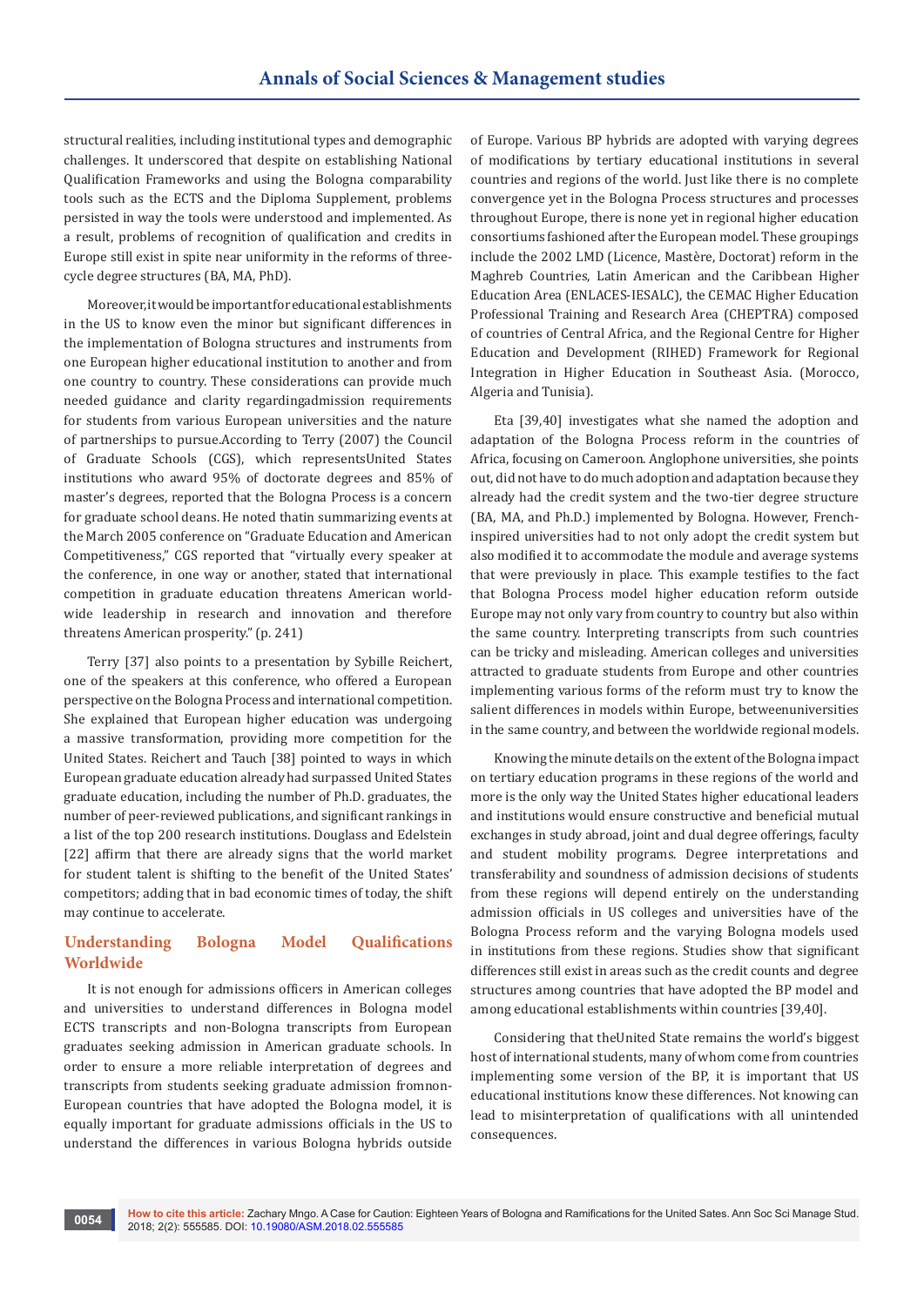structural realities, including institutional types and demographic challenges. It underscored that despite on establishing National Qualification Frameworks and using the Bologna comparability tools such as the ECTS and the Diploma Supplement, problems persisted in way the tools were understood and implemented. As a result, problems of recognition of qualification and credits in Europe still exist in spite near uniformity in the reforms of three-cycle degree structures (BA, MA, PhD).

Moreover,itwouldbeimportantforeducationalestablishments in the US to know even the minor but significant differences in the implementation of Bologna structures and instruments from one European higher educational institution to another and from one country to country. These considerations can provide much needed guidance and clarity regardingadmission requirements for students from various European universities and the nature of partnerships to pursue.According to Terry (2007) the Council of Graduate Schools (CGS), which representsUnited States institutions who award 95% of doctorate degrees and 85% of master's degrees, reported that the Bologna Process is a concern for graduate school deans. He noted thatin summarizing events at the March 2005 conference on "Graduate Education and American Competitiveness," CGS reported that "virtually every speaker at the conference, in one way or another, stated that international competition in graduate education threatens American world-wide leadership in research and innovation and therefore threatens American prosperity." (p. 241)

Terry [37] also points to a presentation by Sybille Reichert, one of the speakers at this conference, who offered a European perspective on the Bologna Process and international competition. She explained that European higher education was undergoing a massive transformation, providing more competition for the United States. Reichert and Tauch [38] pointed to ways in which European graduate education already had surpassed United States graduate education, including the number of Ph.D. graduates, the number of peer-reviewed publications, and significant rankings in a list of the top 200 research institutions. Douglass and Edelstein [22] affirm that there are already signs that the world market for student talent is shifting to the benefit of the United States' competitors; adding that in bad economic times of today, the shift may continue to accelerate.

## Understanding Bologna Model Qualifications Worldwide

It is not enough for admissions officers in American colleges and universities to understand differences in Bologna model ECTS transcripts and non-Bologna transcripts from European graduates seeking admission in American graduate schools. In order to ensure a more reliable interpretation of degrees and transcripts from students seeking graduate admission fromnon-European countries that have adopted the Bologna model, it is equally important for graduate admissions officials in the US to understand the differences in various Bologna hybrids outside of Europe. Various BP hybrids are adopted with varying degrees of modifications by tertiary educational institutions in several countries and regions of the world. Just like there is no complete convergence yet in the Bologna Process structures and processes throughout Europe, there is none yet in regional higher education consortiums fashioned after the European model. These groupings include the 2002 LMD (Licence, Mastère, Doctorat) reform in the Maghreb Countries, Latin American and the Caribbean Higher Education Area (ENLACES-IESALC), the CEMAC Higher Education Professional Training and Research Area (CHEPTRA) composed of countries of Central Africa, and the Regional Centre for Higher Education and Development (RIHED) Framework for Regional Integration in Higher Education in Southeast Asia. (Morocco, Algeria and Tunisia).

Eta [39,40] investigates what she named the adoption and adaptation of the Bologna Process reform in the countries of Africa, focusing on Cameroon. Anglophone universities, she points out, did not have to do much adoption and adaptation because they already had the credit system and the two-tier degree structure (BA, MA, and Ph.D.) implemented by Bologna. However, French-inspired universities had to not only adopt the credit system but also modified it to accommodate the module and average systems that were previously in place. This example testifies to the fact that Bologna Process model higher education reform outside Europe may not only vary from country to country but also within the same country. Interpreting transcripts from such countries can be tricky and misleading. American colleges and universities attracted to graduate students from Europe and other countries implementing various forms of the reform must try to know the salient differences in models within Europe, betweenuniversities in the same country, and between the worldwide regional models.

Knowing the minute details on the extent of the Bologna impact on tertiary education programs in these regions of the world and more is the only way the United States higher educational leaders and institutions would ensure constructive and beneficial mutual exchanges in study abroad, joint and dual degree offerings, faculty and student mobility programs. Degree interpretations and transferability and soundness of admission decisions of students from these regions will depend entirely on the understanding admission officials in US colleges and universities have of the Bologna Process reform and the varying Bologna models used in institutions from these regions. Studies show that significant differences still exist in areas such as the credit counts and degree structures among countries that have adopted the BP model and among educational establishments within countries [39,40].

Considering that theUnited State remains the world's biggest host of international students, many of whom come from countries implementing some version of the BP, it is important that US educational institutions know these differences. Not knowing can lead to misinterpretation of qualifications with all unintended consequences.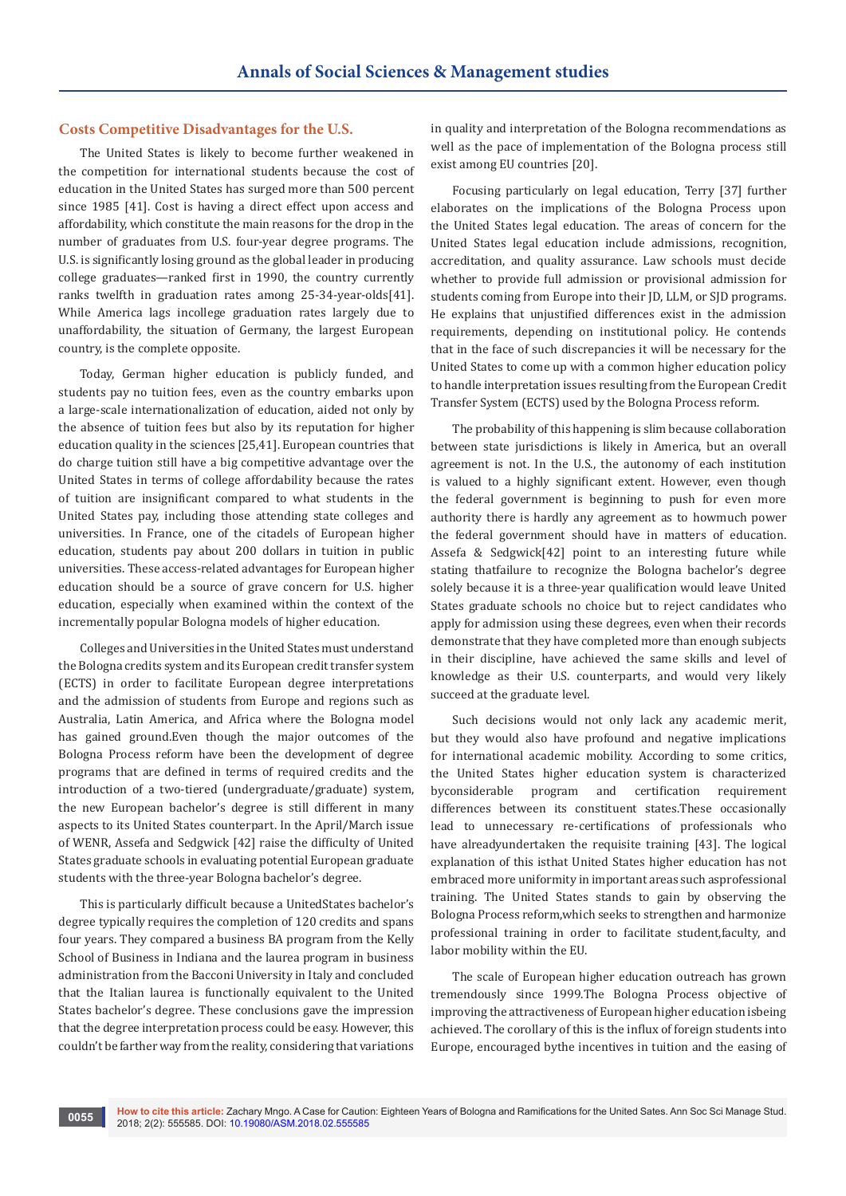## Costs Competitive Disadvantages for the U.S.

The United States is likely to become further weakened in the competition for international students because the cost of education in the United States has surged more than 500 percent since 1985 [41]. Cost is having a direct effect upon access and affordability, which constitute the main reasons for the drop in the number of graduates from U.S. four-year degree programs. The U.S. is significantly losing ground as the global leader in producing college graduates—ranked first in 1990, the country currently ranks twelfth in graduation rates among 25-34-year-olds[41]. While America lags incollege graduation rates largely due to unaffordability, the situation of Germany, the largest European country, is the complete opposite.

Today, German higher education is publicly funded, and students pay no tuition fees, even as the country embarks upon a large-scale internationalization of education, aided not only by the absence of tuition fees but also by its reputation for higher education quality in the sciences [25,41]. European countries that do charge tuition still have a big competitive advantage over the United States in terms of college affordability because the rates of tuition are insignificant compared to what students in the United States pay, including those attending state colleges and universities. In France, one of the citadels of European higher education, students pay about 200 dollars in tuition in public universities. These access-related advantages for European higher education should be a source of grave concern for U.S. higher education, especially when examined within the context of the incrementally popular Bologna models of higher education.

Colleges and Universities in the United States must understand the Bologna credits system and its European credit transfer system (ECTS) in order to facilitate European degree interpretations and the admission of students from Europe and regions such as Australia, Latin America, and Africa where the Bologna model has gained ground.Even though the major outcomes of the Bologna Process reform have been the development of degree programs that are defined in terms of required credits and the introduction of a two-tiered (undergraduate/graduate) system, the new European bachelor's degree is still different in many aspects to its United States counterpart. In the April/March issue of WENR, Assefa and Sedgwick [42] raise the difficulty of United States graduate schools in evaluating potential European graduate students with the three-year Bologna bachelor's degree.

This is particularly difficult because a UnitedStates bachelor's degree typically requires the completion of 120 credits and spans four years. They compared a business BA program from the Kelly School of Business in Indiana and the laurea program in business administration from the Bacconi University in Italy and concluded that the Italian laurea is functionally equivalent to the United States bachelor's degree. These conclusions gave the impression that the degree interpretation process could be easy. However, this couldn't be farther way from the reality, considering that variations in quality and interpretation of the Bologna recommendations as well as the pace of implementation of the Bologna process still exist among EU countries [20].

Focusing particularly on legal education, Terry [37] further elaborates on the implications of the Bologna Process upon the United States legal education. The areas of concern for the United States legal education include admissions, recognition, accreditation, and quality assurance. Law schools must decide whether to provide full admission or provisional admission for students coming from Europe into their JD, LLM, or SJD programs. He explains that unjustified differences exist in the admission requirements, depending on institutional policy. He contends that in the face of such discrepancies it will be necessary for the United States to come up with a common higher education policy to handle interpretation issues resulting from the European Credit Transfer System (ECTS) used by the Bologna Process reform.

The probability of this happening is slim because collaboration between state jurisdictions is likely in America, but an overall agreement is not. In the U.S., the autonomy of each institution is valued to a highly significant extent. However, even though the federal government is beginning to push for even more authority there is hardly any agreement as to howmuch power the federal government should have in matters of education. Assefa & Sedgwick[42] point to an interesting future while stating thatfailure to recognize the Bologna bachelor's degree solely because it is a three-year qualification would leave United States graduate schools no choice but to reject candidates who apply for admission using these degrees, even when their records demonstrate that they have completed more than enough subjects in their discipline, have achieved the same skills and level of knowledge as their U.S. counterparts, and would very likely succeed at the graduate level.

Such decisions would not only lack any academic merit, but they would also have profound and negative implications for international academic mobility. According to some critics, the United States higher education system is characterized byconsiderable program and certification requirement differences between its constituent states.These occasionally lead to unnecessary re-certifications of professionals who have alreadyundertaken the requisite training [43]. The logical explanation of this isthat United States higher education has not embraced more uniformity in important areas such asprofessional training. The United States stands to gain by observing the Bologna Process reform,which seeks to strengthen and harmonize professional training in order to facilitate student,faculty, and labor mobility within the EU.

The scale of European higher education outreach has grown tremendously since 1999.The Bologna Process objective of improving the attractiveness of European higher education isbeing achieved. The corollary of this is the influx of foreign students into Europe, encouraged bythe incentives in tuition and the easing of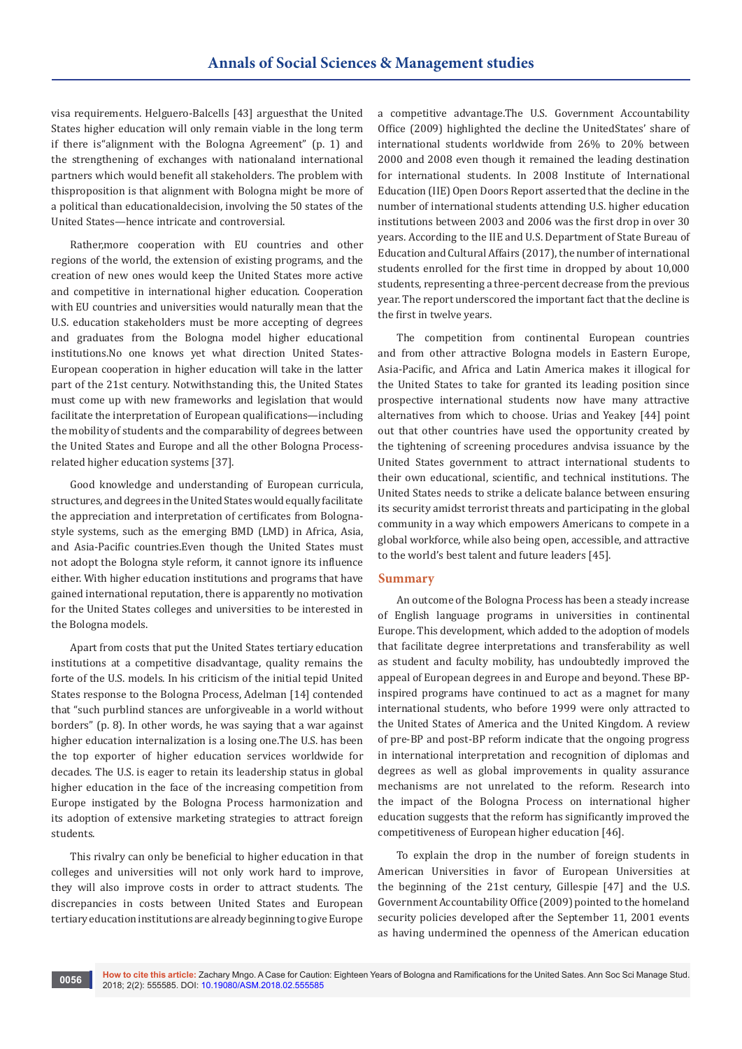visa requirements. Helguero-Balcells [43] arguesthat the United States higher education will only remain viable in the long term if there is"alignment with the Bologna Agreement" (p. 1) and the strengthening of exchanges with nationaland international partners which would benefit all stakeholders. The problem with thisproposition is that alignment with Bologna might be more of a political than educationaldecision, involving the 50 states of the United States—hence intricate and controversial.

Rather,more cooperation with EU countries and other regions of the world, the extension of existing programs, and the creation of new ones would keep the United States more active and competitive in international higher education. Cooperation with EU countries and universities would naturally mean that the U.S. education stakeholders must be more accepting of degrees and graduates from the Bologna model higher educational institutions.No one knows yet what direction United States-European cooperation in higher education will take in the latter part of the 21st century. Notwithstanding this, the United States must come up with new frameworks and legislation that would facilitate the interpretation of European qualifications—including the mobility of students and the comparability of degrees between the United States and Europe and all the other Bologna Process-related higher education systems [37].

Good knowledge and understanding of European curricula, structures, and degrees in the United States would equally facilitate the appreciation and interpretation of certificates from Bologna-style systems, such as the emerging BMD (LMD) in Africa, Asia, and Asia-Pacific countries.Even though the United States must not adopt the Bologna style reform, it cannot ignore its influence either. With higher education institutions and programs that have gained international reputation, there is apparently no motivation for the United States colleges and universities to be interested in the Bologna models.

Apart from costs that put the United States tertiary education institutions at a competitive disadvantage, quality remains the forte of the U.S. models. In his criticism of the initial tepid United States response to the Bologna Process, Adelman [14] contended that "such purblind stances are unforgiveable in a world without borders" (p. 8). In other words, he was saying that a war against higher education internalization is a losing one.The U.S. has been the top exporter of higher education services worldwide for decades. The U.S. is eager to retain its leadership status in global higher education in the face of the increasing competition from Europe instigated by the Bologna Process harmonization and its adoption of extensive marketing strategies to attract foreign students.

This rivalry can only be beneficial to higher education in that colleges and universities will not only work hard to improve, they will also improve costs in order to attract students. The discrepancies in costs between United States and European tertiary education institutions are already beginning to give Europe a competitive advantage.The U.S. Government Accountability Office (2009) highlighted the decline the UnitedStates' share of international students worldwide from 26% to 20% between 2000 and 2008 even though it remained the leading destination for international students. In 2008 Institute of International Education (IIE) Open Doors Report asserted that the decline in the number of international students attending U.S. higher education institutions between 2003 and 2006 was the first drop in over 30 years. According to the IIE and U.S. Department of State Bureau of Education and Cultural Affairs (2017), the number of international students enrolled for the first time in dropped by about 10,000 students, representing a three-percent decrease from the previous year. The report underscored the important fact that the decline is the first in twelve years.

The competition from continental European countries and from other attractive Bologna models in Eastern Europe, Asia-Pacific, and Africa and Latin America makes it illogical for the United States to take for granted its leading position since prospective international students now have many attractive alternatives from which to choose. Urias and Yeakey [44] point out that other countries have used the opportunity created by the tightening of screening procedures andvisa issuance by the United States government to attract international students to their own educational, scientific, and technical institutions. The United States needs to strike a delicate balance between ensuring its security amidst terrorist threats and participating in the global community in a way which empowers Americans to compete in a global workforce, while also being open, accessible, and attractive to the world's best talent and future leaders [45].

## Summary

An outcome of the Bologna Process has been a steady increase of English language programs in universities in continental Europe. This development, which added to the adoption of models that facilitate degree interpretations and transferability as well as student and faculty mobility, has undoubtedly improved the appeal of European degrees in and Europe and beyond. These BP-inspired programs have continued to act as a magnet for many international students, who before 1999 were only attracted to the United States of America and the United Kingdom. A review of pre-BP and post-BP reform indicate that the ongoing progress in international interpretation and recognition of diplomas and degrees as well as global improvements in quality assurance mechanisms are not unrelated to the reform. Research into the impact of the Bologna Process on international higher education suggests that the reform has significantly improved the competitiveness of European higher education [46].

To explain the drop in the number of foreign students in American Universities in favor of European Universities at the beginning of the 21st century, Gillespie [47] and the U.S. Government Accountability Office (2009) pointed to the homeland security policies developed after the September 11, 2001 events as having undermined the openness of the American education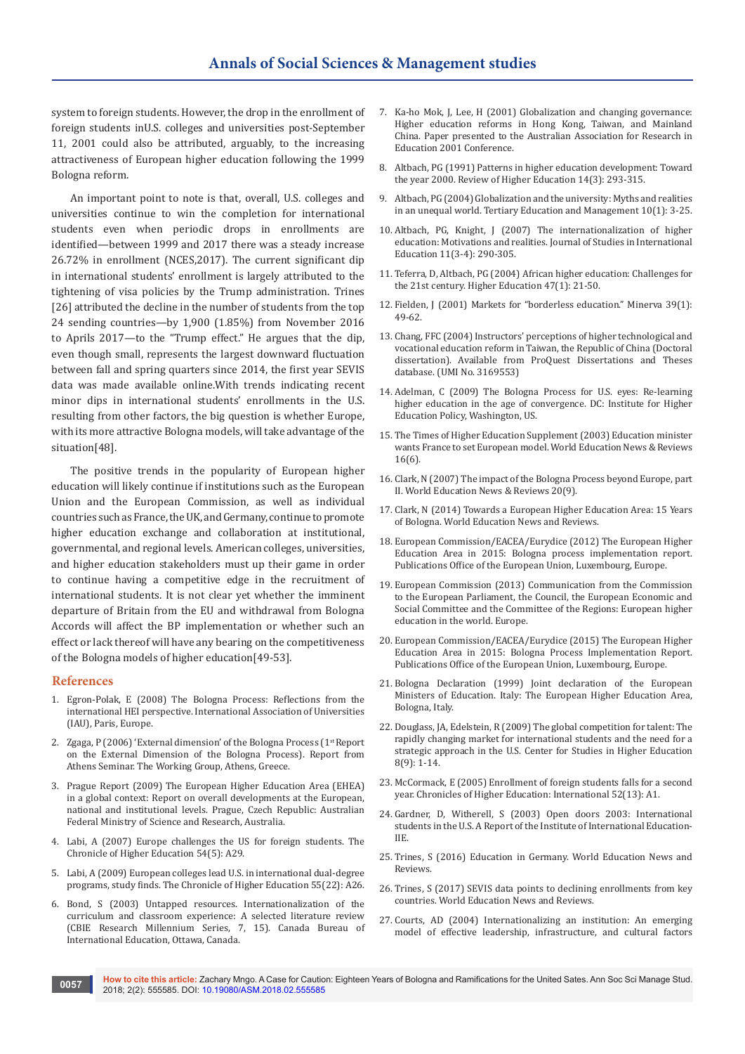system to foreign students. However, the drop in the enrollment of foreign students inU.S. colleges and universities post-September 11, 2001 could also be attributed, arguably, to the increasing attractiveness of European higher education following the 1999 Bologna reform.

An important point to note is that, overall, U.S. colleges and universities continue to win the completion for international students even when periodic drops in enrollments are identified—between 1999 and 2017 there was a steady increase 26.72% in enrollment (NCES,2017). The current significant dip in international students' enrollment is largely attributed to the tightening of visa policies by the Trump administration. Trines [26] attributed the decline in the number of students from the top 24 sending countries—by 1,900 (1.85%) from November 2016 to Aprils 2017—to the "Trump effect." He argues that the dip, even though small, represents the largest downward fluctuation between fall and spring quarters since 2014, the first year SEVIS data was made available online.With trends indicating recent minor dips in international students' enrollments in the U.S. resulting from other factors, the big question is whether Europe, with its more attractive Bologna models, will take advantage of the situation[48].

The positive trends in the popularity of European higher education will likely continue if institutions such as the European Union and the European Commission, as well as individual countries such as France, the UK, and Germany, continue to promote higher education exchange and collaboration at institutional, governmental, and regional levels. American colleges, universities, and higher education stakeholders must up their game in order to continue having a competitive edge in the recruitment of international students. It is not clear yet whether the imminent departure of Britain from the EU and withdrawal from Bologna Accords will affect the BP implementation or whether such an effect or lack thereof will have any bearing on the competitiveness of the Bologna models of higher education[49-53].

## References

1. Egron-Polak, E (2008) The Bologna Process: Reflections from the international HEI perspective. International Association of Universities (IAU), Paris, Europe.
2. Zgaga, P (2006) 'External dimension' of the Bologna Process (1st Report on the External Dimension of the Bologna Process). Report from Athens Seminar. The Working Group, Athens, Greece.
3. Prague Report (2009) The European Higher Education Area (EHEA) in a global context: Report on overall developments at the European, national and institutional levels. Prague, Czech Republic: Australian Federal Ministry of Science and Research, Australia.
4. Labi, A (2007) Europe challenges the US for foreign students. The Chronicle of Higher Education 54(5): A29.
5. Labi, A (2009) European colleges lead U.S. in international dual-degree programs, study finds. The Chronicle of Higher Education 55(22): A26.
6. Bond, S (2003) Untapped resources. Internationalization of the curriculum and classroom experience: A selected literature review (CBIE Research Millennium Series, 7, 15). Canada Bureau of International Education, Ottawa, Canada.
7. Ka-ho Mok, J, Lee, H (2001) Globalization and changing governance: Higher education reforms in Hong Kong, Taiwan, and Mainland China. Paper presented to the Australian Association for Research in Education 2001 Conference.
8. Altbach, PG (1991) Patterns in higher education development: Toward the year 2000. Review of Higher Education 14(3): 293-315.
9. Altbach, PG (2004) Globalization and the university: Myths and realities in an unequal world. Tertiary Education and Management 10(1): 3-25.
10. Altbach, PG, Knight, J (2007) The internationalization of higher education: Motivations and realities. Journal of Studies in International Education 11(3-4): 290-305.
11. Teferra, D, Altbach, PG (2004) African higher education: Challenges for the 21st century. Higher Education 47(1): 21-50.
12. Fielden, J (2001) Markets for "borderless education." Minerva 39(1): 49-62.
13. Chang, FFC (2004) Instructors' perceptions of higher technological and vocational education reform in Taiwan, the Republic of China (Doctoral dissertation). Available from ProQuest Dissertations and Theses database. (UMI No. 3169553)
14. Adelman, C (2009) The Bologna Process for U.S. eyes: Re-learning higher education in the age of convergence. DC: Institute for Higher Education Policy, Washington, US.
15. The Times of Higher Education Supplement (2003) Education minister wants France to set European model. World Education News & Reviews 16(6).
16. Clark, N (2007) The impact of the Bologna Process beyond Europe, part II. World Education News & Reviews 20(9).
17. Clark, N (2014) Towards a European Higher Education Area: 15 Years of Bologna. World Education News and Reviews.
18. European Commission/EACEA/Eurydice (2012) The European Higher Education Area in 2015: Bologna process implementation report. Publications Office of the European Union, Luxembourg, Europe.
19. European Commission (2013) Communication from the Commission to the European Parliament, the Council, the European Economic and Social Committee and the Committee of the Regions: European higher education in the world. Europe.
20. European Commission/EACEA/Eurydice (2015) The European Higher Education Area in 2015: Bologna Process Implementation Report. Publications Office of the European Union, Luxembourg, Europe.
21. Bologna Declaration (1999) Joint declaration of the European Ministers of Education. Italy: The European Higher Education Area, Bologna, Italy.
22. Douglass, JA, Edelstein, R (2009) The global competition for talent: The rapidly changing market for international students and the need for a strategic approach in the U.S. Center for Studies in Higher Education 8(9): 1-14.
23. McCormack, E (2005) Enrollment of foreign students falls for a second year. Chronicles of Higher Education: International 52(13): A1.
24. Gardner, D, Witherell, S (2003) Open doors 2003: International students in the U.S. A Report of the Institute of International Education-IIE.
25. Trines, S (2016) Education in Germany. World Education News and Reviews.
26. Trines, S (2017) SEVIS data points to declining enrollments from key countries. World Education News and Reviews.
27. Courts, AD (2004) Internationalizing an institution: An emerging model of effective leadership, infrastructure, and cultural factors

**How to cite this article:** Zachary Mngo. A Case for Caution: Eighteen Years of Bologna and Ramifications for the United Sates. Ann Soc Sci Manage Stud. 2018; 2(2): 555585. DOI: 10.19080/ASM.2018.02.555585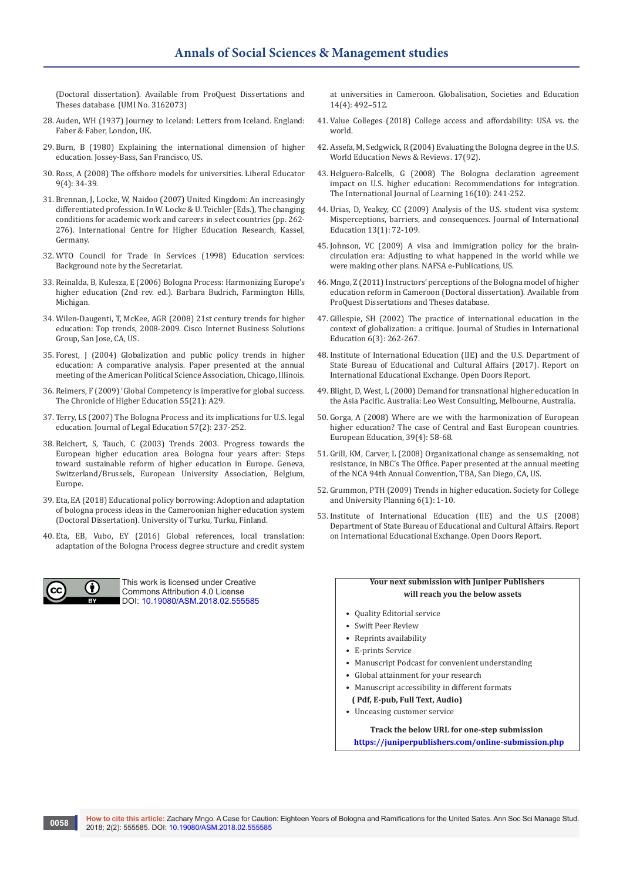(Doctoral dissertation). Available from ProQuest Dissertations and Theses database. (UMI No. 3162073)

28. Auden, WH (1937) Journey to Iceland: Letters from Iceland. England: Faber & Faber, London, UK.
29. Burn, B (1980) Explaining the international dimension of higher education. Jossey-Bass, San Francisco, US.
30. Ross, A (2008) The offshore models for universities. Liberal Educator 9(4): 34-39.
31. Brennan, J, Locke, W, Naidoo (2007) United Kingdom: An increasingly differentiated profession. In W. Locke & U. Teichler (Eds.), The changing conditions for academic work and careers in select countries (pp. 262-276). International Centre for Higher Education Research, Kassel, Germany.
32. WTO Council for Trade in Services (1998) Education services: Background note by the Secretariat.
33. Reinalda, B, Kulesza, E (2006) Bologna Process: Harmonizing Europe's higher education (2nd rev. ed.). Barbara Budrich, Farmington Hills, Michigan.
34. Wilen-Daugenti, T, McKee, AGR (2008) 21st century trends for higher education: Top trends, 2008-2009. Cisco Internet Business Solutions Group, San Jose, CA, US.
35. Forest, J (2004) Globalization and public policy trends in higher education: A comparative analysis. Paper presented at the annual meeting of the American Political Science Association, Chicago, Illinois.
36. Reimers, F (2009) 'Global Competency is imperative for global success. The Chronicle of Higher Education 55(21): A29.
37. Terry, LS (2007) The Bologna Process and its implications for U.S. legal education. Journal of Legal Education 57(2): 237-252.
38. Reichert, S, Tauch, C (2003) Trends 2003. Progress towards the European higher education area. Bologna four years after: Steps toward sustainable reform of higher education in Europe. Geneva, Switzerland/Brussels, European University Association, Belgium, Europe.
39. Eta, EA (2018) Educational policy borrowing: Adoption and adaptation of bologna process ideas in the Cameroonian higher education system (Doctoral Dissertation). University of Turku, Turku, Finland.
40. Eta, EB, Vubo, EY (2016) Global references, local translation: adaptation of the Bologna Process degree structure and credit system at universities in Cameroon. Globalisation, Societies and Education 14(4): 492–512.
41. Value Colleges (2018) College access and affordability: USA vs. the world.
42. Assefa, M, Sedgwick, R (2004) Evaluating the Bologna degree in the U.S. World Education News & Reviews. 17(92).
43. Helguero-Balcells, G (2008) The Bologna declaration agreement impact on U.S. higher education: Recommendations for integration. The International Journal of Learning 16(10): 241-252.
44. Urias, D, Yeakey, CC (2009) Analysis of the U.S. student visa system: Misperceptions, barriers, and consequences. Journal of International Education 13(1): 72-109.
45. Johnson, VC (2009) A visa and immigration policy for the brain-circulation era: Adjusting to what happened in the world while we were making other plans. NAFSA e-Publications, US.
46. Mngo, Z (2011) Instructors' perceptions of the Bologna model of higher education reform in Cameroon (Doctoral dissertation). Available from ProQuest Dissertations and Theses database.
47. Gillespie, SH (2002) The practice of international education in the context of globalization: a critique. Journal of Studies in International Education 6(3): 262-267.
48. Institute of International Education (IIE) and the U.S. Department of State Bureau of Educational and Cultural Affairs (2017). Report on International Educational Exchange. Open Doors Report.
49. Blight, D, West, L (2000) Demand for transnational higher education in the Asia Pacific. Australia: Leo West Consulting, Melbourne, Australia.
50. Gorga, A (2008) Where are we with the harmonization of European higher education? The case of Central and East European countries. European Education, 39(4): 58-68.
51. Grill, KM, Carver, L (2008) Organizational change as sensemaking, not resistance, in NBC's The Office. Paper presented at the annual meeting of the NCA 94th Annual Convention, TBA, San Diego, CA, US.
52. Grummon, PTH (2009) Trends in higher education. Society for College and University Planning 6(1): 1-10.
53. Institute of International Education (IIE) and the U.S (2008) Department of State Bureau of Educational and Cultural Affairs. Report on International Educational Exchange. Open Doors Report.

This work is licensed under Creative Commons Attribution 4.0 License
DOI: 10.19080/ASM.2018.02.555585

**Your next submission with Juniper Publishers will reach you the below assets**

- Quality Editorial service
- Swift Peer Review
- Reprints availability
- E-prints Service
- Manuscript Podcast for convenient understanding
- Global attainment for your research
- Manuscript accessibility in different formats
  **( Pdf, E-pub, Full Text, Audio)**
- Unceasing customer service

**Track the below URL for one-step submission**
**https://juniperpublishers.com/online-submission.php**

**How to cite this article:** Zachary Mngo. A Case for Caution: Eighteen Years of Bologna and Ramifications for the United Sates. Ann Soc Sci Manage Stud. 2018; 2(2): 555585. DOI: 10.19080/ASM.2018.02.555585